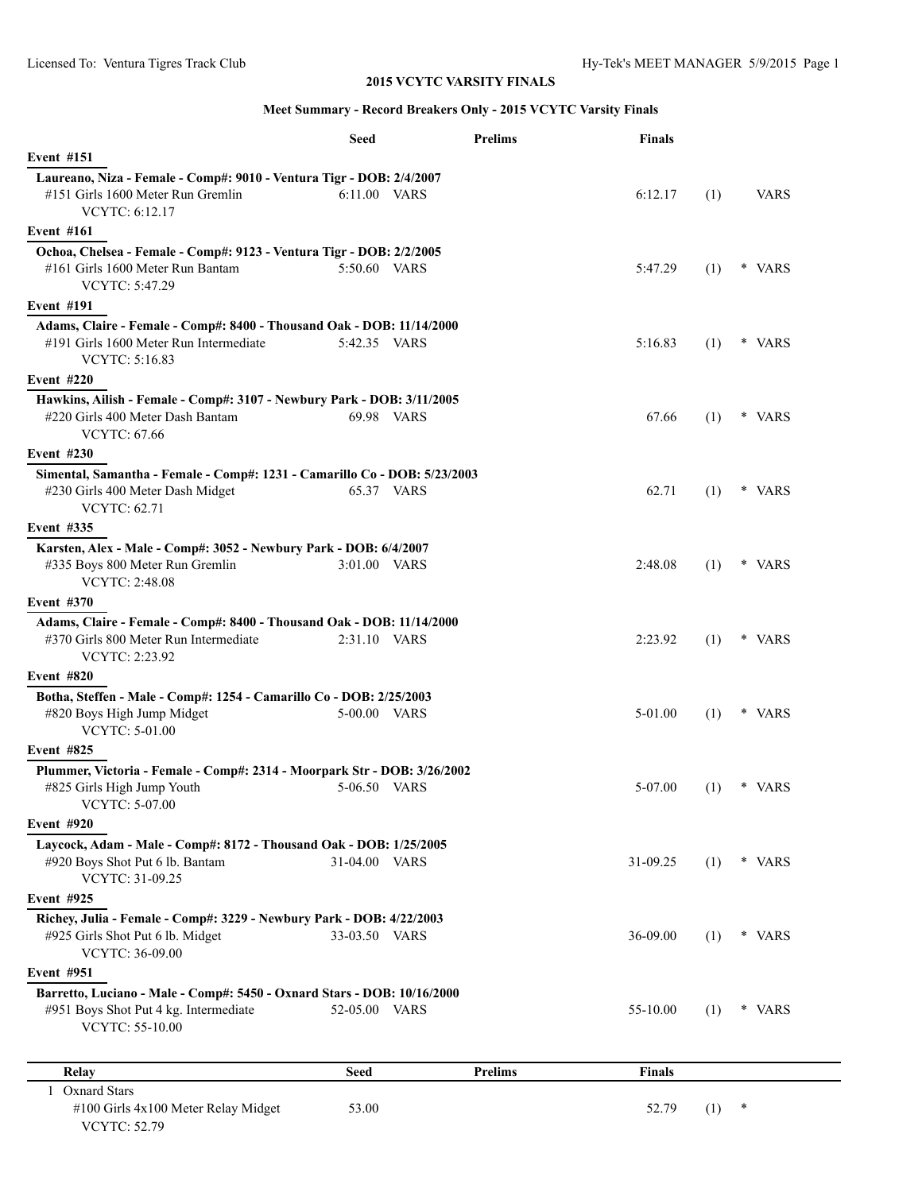## 2015 VCYTC VARSITY FINALS

### Meet Summary - Record Breakers Only - 2015 VCYTC Varsity Finals

| | Seed | Prelims | Finals | | |
|---|---|---|---|---|---|
| **Event #151** | | | | | |
| **Laureano, Niza - Female - Comp#: 9010 - Ventura Tigr - DOB: 2/4/2007** | | | | | |
| #151 Girls 1600 Meter Run Gremlin | 6:11.00 VARS | | 6:12.17 | (1) | VARS |
| VCYTC: 6:12.17 | | | | | |
| **Event #161** | | | | | |
| **Ochoa, Chelsea - Female - Comp#: 9123 - Ventura Tigr - DOB: 2/2/2005** | | | | | |
| #161 Girls 1600 Meter Run Bantam | 5:50.60 VARS | | 5:47.29 | (1) | * VARS |
| VCYTC: 5:47.29 | | | | | |
| **Event #191** | | | | | |
| **Adams, Claire - Female - Comp#: 8400 - Thousand Oak - DOB: 11/14/2000** | | | | | |
| #191 Girls 1600 Meter Run Intermediate | 5:42.35 VARS | | 5:16.83 | (1) | * VARS |
| VCYTC: 5:16.83 | | | | | |
| **Event #220** | | | | | |
| **Hawkins, Ailish - Female - Comp#: 3107 - Newbury Park - DOB: 3/11/2005** | | | | | |
| #220 Girls 400 Meter Dash Bantam | 69.98 VARS | | 67.66 | (1) | * VARS |
| VCYTC: 67.66 | | | | | |
| **Event #230** | | | | | |
| **Simental, Samantha - Female - Comp#: 1231 - Camarillo Co - DOB: 5/23/2003** | | | | | |
| #230 Girls 400 Meter Dash Midget | 65.37 VARS | | 62.71 | (1) | * VARS |
| VCYTC: 62.71 | | | | | |
| **Event #335** | | | | | |
| **Karsten, Alex - Male - Comp#: 3052 - Newbury Park - DOB: 6/4/2007** | | | | | |
| #335 Boys 800 Meter Run Gremlin | 3:01.00 VARS | | 2:48.08 | (1) | * VARS |
| VCYTC: 2:48.08 | | | | | |
| **Event #370** | | | | | |
| **Adams, Claire - Female - Comp#: 8400 - Thousand Oak - DOB: 11/14/2000** | | | | | |
| #370 Girls 800 Meter Run Intermediate | 2:31.10 VARS | | 2:23.92 | (1) | * VARS |
| VCYTC: 2:23.92 | | | | | |
| **Event #820** | | | | | |
| **Botha, Steffen - Male - Comp#: 1254 - Camarillo Co - DOB: 2/25/2003** | | | | | |
| #820 Boys High Jump Midget | 5-00.00 VARS | | 5-01.00 | (1) | * VARS |
| VCYTC: 5-01.00 | | | | | |
| **Event #825** | | | | | |
| **Plummer, Victoria - Female - Comp#: 2314 - Moorpark Str - DOB: 3/26/2002** | | | | | |
| #825 Girls High Jump Youth | 5-06.50 VARS | | 5-07.00 | (1) | * VARS |
| VCYTC: 5-07.00 | | | | | |
| **Event #920** | | | | | |
| **Laycock, Adam - Male - Comp#: 8172 - Thousand Oak - DOB: 1/25/2005** | | | | | |
| #920 Boys Shot Put 6 lb. Bantam | 31-04.00 VARS | | 31-09.25 | (1) | * VARS |
| VCYTC: 31-09.25 | | | | | |
| **Event #925** | | | | | |
| **Richey, Julia - Female - Comp#: 3229 - Newbury Park - DOB: 4/22/2003** | | | | | |
| #925 Girls Shot Put 6 lb. Midget | 33-03.50 VARS | | 36-09.00 | (1) | * VARS |
| VCYTC: 36-09.00 | | | | | |
| **Event #951** | | | | | |
| **Barretto, Luciano - Male - Comp#: 5450 - Oxnard Stars - DOB: 10/16/2000** | | | | | |
| #951 Boys Shot Put 4 kg. Intermediate | 52-05.00 VARS | | 55-10.00 | (1) | * VARS |
| VCYTC: 55-10.00 | | | | | |

| Relay | Seed | Prelims | Finals | | |
|---|---|---|---|---|---|
| 1 Oxnard Stars | | | | | |
| #100 Girls 4x100 Meter Relay Midget | 53.00 | | 52.79 | (1) | * |
| VCYTC: 52.79 | | | | | |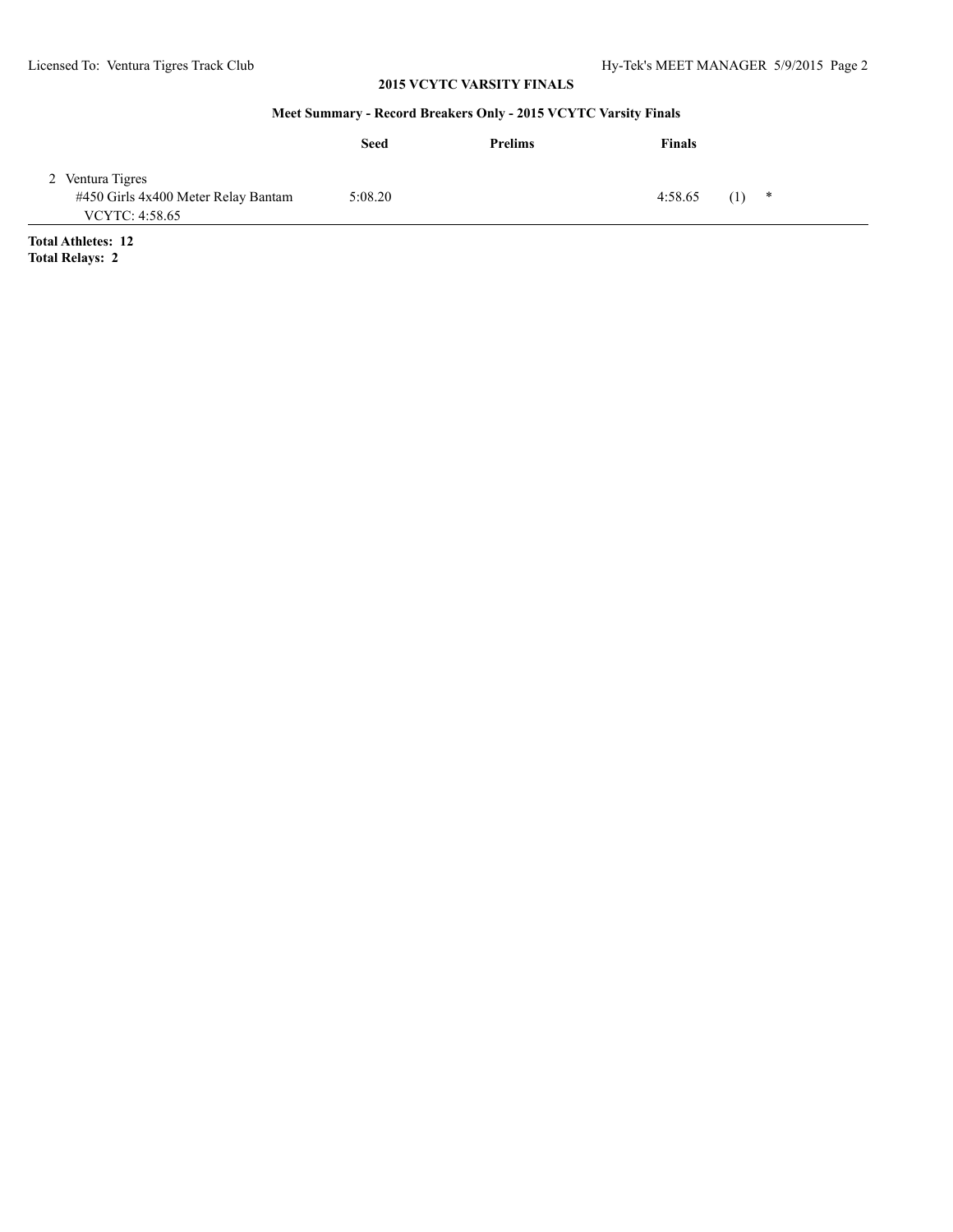## 2015 VCYTC VARSITY FINALS

### Meet Summary - Record Breakers Only - 2015 VCYTC Varsity Finals

| | Seed | Prelims | Finals | | |
|---|---|---|---|---|---|
| 2 Ventura Tigres<br>#450 Girls 4x400 Meter Relay Bantam<br>VCYTC: 4:58.65 | 5:08.20 | | 4:58.65 | (1) | * |

**Total Athletes: 12**
**Total Relays: 2**